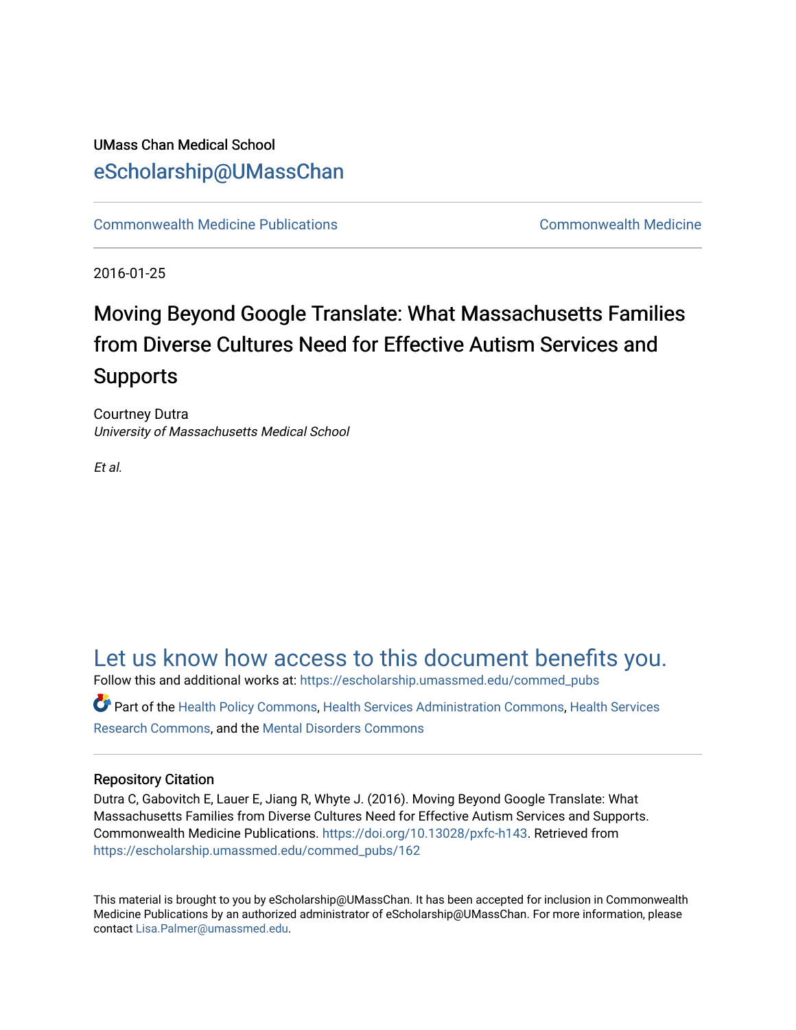UMass Chan Medical School

eScholarship@UMassChan

Commonwealth Medicine Publications | Commonwealth Medicine

2016-01-25

# Moving Beyond Google Translate: What Massachusetts Families from Diverse Cultures Need for Effective Autism Services and Supports

Courtney Dutra
*University of Massachusetts Medical School*

*Et al.*

## Let us know how access to this document benefits you.

Follow this and additional works at: https://escholarship.umassmed.edu/commed_pubs

Part of the Health Policy Commons, Health Services Administration Commons, Health Services Research Commons, and the Mental Disorders Commons

### Repository Citation

Dutra C, Gabovitch E, Lauer E, Jiang R, Whyte J. (2016). Moving Beyond Google Translate: What Massachusetts Families from Diverse Cultures Need for Effective Autism Services and Supports. Commonwealth Medicine Publications. https://doi.org/10.13028/pxfc-h143. Retrieved from https://escholarship.umassmed.edu/commed_pubs/162

This material is brought to you by eScholarship@UMassChan. It has been accepted for inclusion in Commonwealth Medicine Publications by an authorized administrator of eScholarship@UMassChan. For more information, please contact Lisa.Palmer@umassmed.edu.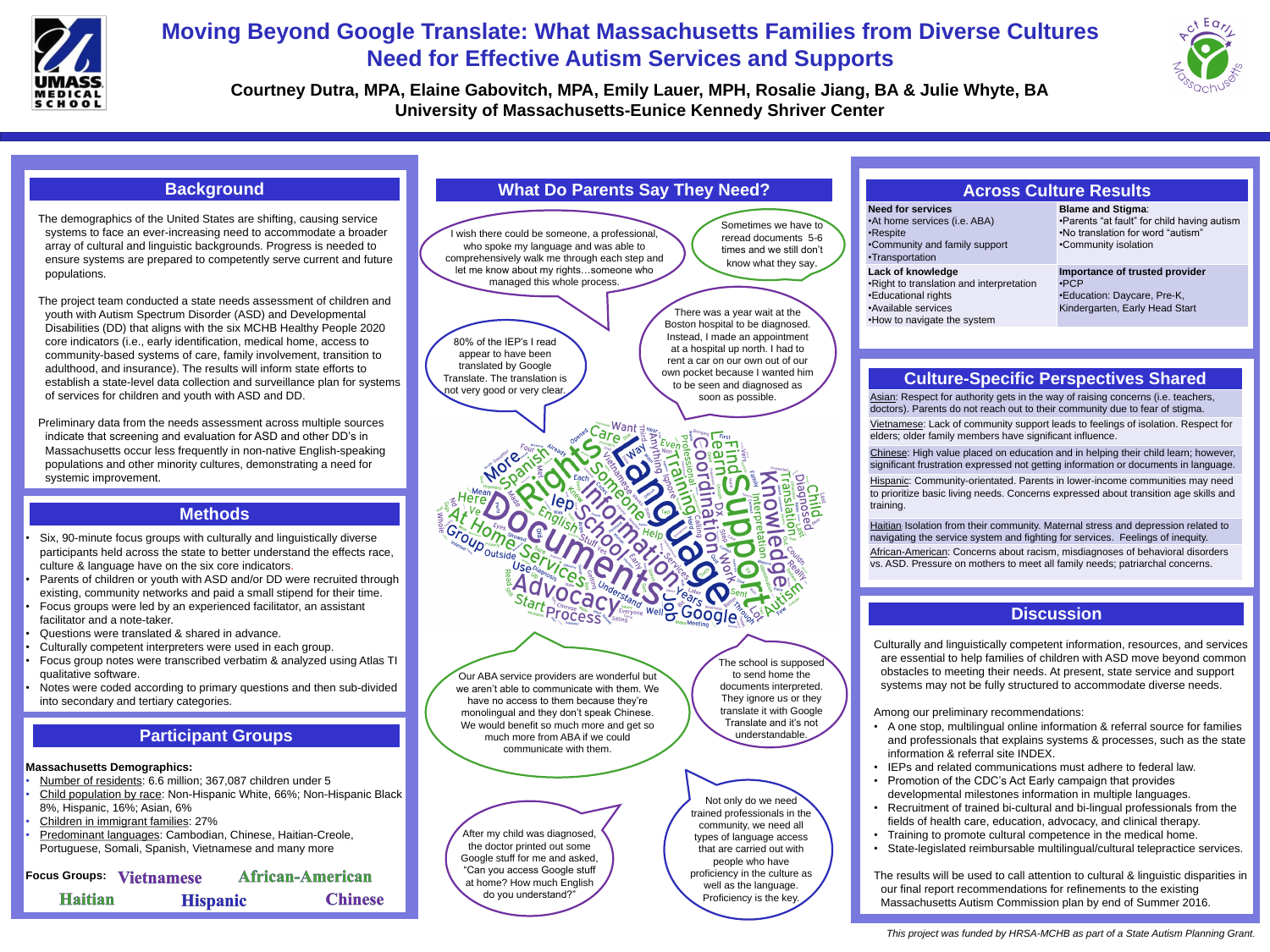# Moving Beyond Google Translate: What Massachusetts Families from Diverse Cultures Need for Effective Autism Services and Supports

**Courtney Dutra, MPA, Elaine Gabovitch, MPA, Emily Lauer, MPH, Rosalie Jiang, BA & Julie Whyte, BA**
**University of Massachusetts-Eunice Kennedy Shriver Center**

## Background

The demographics of the United States are shifting, causing service systems to face an ever-increasing need to accommodate a broader array of cultural and linguistic backgrounds. Progress is needed to ensure systems are prepared to competently serve current and future populations.

The project team conducted a state needs assessment of children and youth with Autism Spectrum Disorder (ASD) and Developmental Disabilities (DD) that aligns with the six MCHB Healthy People 2020 core indicators (i.e., early identification, medical home, access to community-based systems of care, family involvement, transition to adulthood, and insurance). The results will inform state efforts to establish a state-level data collection and surveillance plan for systems of services for children and youth with ASD and DD.

Preliminary data from the needs assessment across multiple sources indicate that screening and evaluation for ASD and other DD's in Massachusetts occur less frequently in non-native English-speaking populations and other minority cultures, demonstrating a need for systemic improvement.

## Methods

- Six, 90-minute focus groups with culturally and linguistically diverse participants held across the state to better understand the effects race, culture & language have on the six core indicators.
- Parents of children or youth with ASD and/or DD were recruited through existing, community networks and paid a small stipend for their time.
- Focus groups were led by an experienced facilitator, an assistant facilitator and a note-taker.
- Questions were translated & shared in advance.
- Culturally competent interpreters were used in each group.
- Focus group notes were transcribed verbatim & analyzed using Atlas TI qualitative software.
- Notes were coded according to primary questions and then sub-divided into secondary and tertiary categories.

## Participant Groups

**Massachusetts Demographics:**

- Number of residents: 6.6 million; 367,087 children under 5
- Child population by race: Non-Hispanic White, 66%; Non-Hispanic Black 8%, Hispanic, 16%; Asian, 6%
- Children in immigrant families: 27%
- Predominant languages: Cambodian, Chinese, Haitian-Creole, Portuguese, Somali, Spanish, Vietnamese and many more

**Focus Groups:** Vietnamese, African-American, Haitian, Hispanic, Chinese

## What Do Parents Say They Need?

"I wish there could be someone, a professional, who spoke my language and was able to comprehensively walk me through each step and let me know about my rights…someone who managed this whole process."

"Sometimes we have to reread documents 5-6 times and we still don't know what they say."

"80% of the IEP's I read appear to have been translated by Google Translate. The translation is not very good or very clear."

"There was a year wait at the Boston hospital to be diagnosed. Instead, I made an appointment at a hospital up north. I had to rent a car on our own out of our own pocket because I wanted him to be seen and diagnosed as soon as possible."

"Our ABA service providers are wonderful but we aren't able to communicate with them. We have no access to them because they're monolingual and they don't speak Chinese. We would benefit so much more and get so much more from ABA if we could communicate with them."

"The school is supposed to send home the documents interpreted. They ignore us or they translate it with Google Translate and it's not understandable."

"After my child was diagnosed, the doctor printed out some Google stuff for me and asked, "Can you access Google stuff at home? How much English do you understand?""

"Not only do we need trained professionals in the community, we need all types of language access that are carried out with people who have proficiency in the culture as well as the language. Proficiency is the key."

## Across Culture Results

| | |
|---|---|
| **Need for services**<br>•At home services (i.e. ABA)<br>•Respite<br>•Community and family support<br>•Transportation | **Blame and Stigma**:<br>•Parents "at fault" for child having autism<br>•No translation for word "autism"<br>•Community isolation |
| **Lack of knowledge**<br>•Right to translation and interpretation<br>•Educational rights<br>•Available services<br>•How to navigate the system | **Importance of trusted provider**<br>•PCP<br>•Education: Daycare, Pre-K, Kindergarten, Early Head Start |

## Culture-Specific Perspectives Shared

Asian: Respect for authority gets in the way of raising concerns (i.e. teachers, doctors). Parents do not reach out to their community due to fear of stigma.

Vietnamese: Lack of community support leads to feelings of isolation. Respect for elders; older family members have significant influence.

Chinese: High value placed on education and in helping their child learn; however, significant frustration expressed not getting information or documents in language.

Hispanic: Community-orientated. Parents in lower-income communities may need to prioritize basic living needs. Concerns expressed about transition age skills and training.

Haitian: Isolation from their community. Maternal stress and depression related to navigating the service system and fighting for services. Feelings of inequity.

African-American: Concerns about racism, misdiagnoses of behavioral disorders vs. ASD. Pressure on mothers to meet all family needs; patriarchal concerns.

## Discussion

Culturally and linguistically competent information, resources, and services are essential to help families of children with ASD move beyond common obstacles to meeting their needs. At present, state service and support systems may not be fully structured to accommodate diverse needs.

Among our preliminary recommendations:

- A one stop, multilingual online information & referral source for families and professionals that explains systems & processes, such as the state information & referral site INDEX.
- IEPs and related communications must adhere to federal law.
- Promotion of the CDC's Act Early campaign that provides developmental milestones information in multiple languages.
- Recruitment of trained bi-cultural and bi-lingual professionals from the fields of health care, education, advocacy, and clinical therapy.
- Training to promote cultural competence in the medical home.
- State-legislated reimbursable multilingual/cultural telepractice services.

The results will be used to call attention to cultural & linguistic disparities in our final report recommendations for refinements to the existing Massachusetts Autism Commission plan by end of Summer 2016.

*This project was funded by HRSA-MCHB as part of a State Autism Planning Grant.*